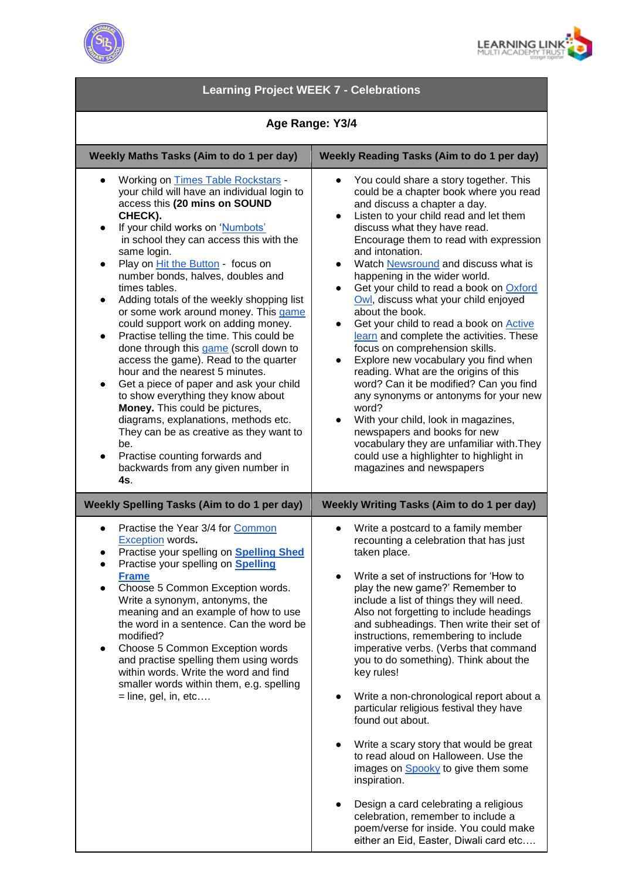# Learning Project WEEK 7 - Celebrations

**Age Range: Y3/4**

## Weekly Maths Tasks (Aim to do 1 per day)

- Working on Times Table Rockstars - your child will have an individual login to access this **(20 mins on SOUND CHECK).**
- If your child works on 'Numbots' in school they can access this with the same login.
- Play on Hit the Button - focus on number bonds, halves, doubles and times tables.
- Adding totals of the weekly shopping list or some work around money. This game could support work on adding money.
- Practise telling the time. This could be done through this game (scroll down to access the game). Read to the quarter hour and the nearest 5 minutes.
- Get a piece of paper and ask your child to show everything they know about **Money.** This could be pictures, diagrams, explanations, methods etc. They can be as creative as they want to be.
- Practise counting forwards and backwards from any given number in **4s**.

## Weekly Reading Tasks (Aim to do 1 per day)

- You could share a story together. This could be a chapter book where you read and discuss a chapter a day.
- Listen to your child read and let them discuss what they have read. Encourage them to read with expression and intonation.
- Watch Newsround and discuss what is happening in the wider world.
- Get your child to read a book on Oxford Owl, discuss what your child enjoyed about the book.
- Get your child to read a book on Active learn and complete the activities. These focus on comprehension skills.
- Explore new vocabulary you find when reading. What are the origins of this word? Can it be modified? Can you find any synonyms or antonyms for your new word?
- With your child, look in magazines, newspapers and books for new vocabulary they are unfamiliar with.They could use a highlighter to highlight in magazines and newspapers

## Weekly Spelling Tasks (Aim to do 1 per day)

- Practise the Year 3/4 for Common Exception words**.**
- Practise your spelling on **Spelling Shed**
- Practise your spelling on **Spelling Frame**
- Choose 5 Common Exception words. Write a synonym, antonyms, the meaning and an example of how to use the word in a sentence. Can the word be modified?
- Choose 5 Common Exception words and practise spelling them using words within words. Write the word and find smaller words within them, e.g. spelling = line, gel, in, etc….

## Weekly Writing Tasks (Aim to do 1 per day)

- Write a postcard to a family member recounting a celebration that has just taken place.
- Write a set of instructions for 'How to play the new game?' Remember to include a list of things they will need. Also not forgetting to include headings and subheadings. Then write their set of instructions, remembering to include imperative verbs. (Verbs that command you to do something). Think about the key rules!
- Write a non-chronological report about a particular religious festival they have found out about.
- Write a scary story that would be great to read aloud on Halloween. Use the images on Spooky to give them some inspiration.
- Design a card celebrating a religious celebration, remember to include a poem/verse for inside. You could make either an Eid, Easter, Diwali card etc….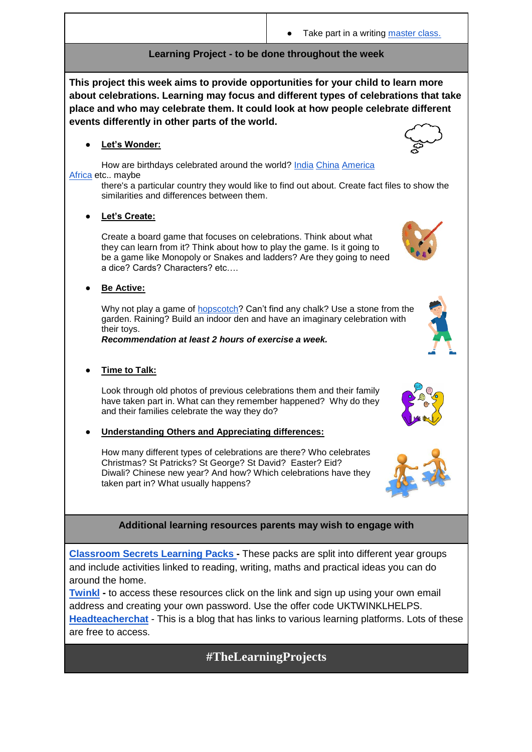| | |
|---|---|
| | • Take part in a writing master class. |

## Learning Project - to be done throughout the week

**This project this week aims to provide opportunities for your child to learn more about celebrations. Learning may focus and different types of celebrations that take place and who may celebrate them. It could look at how people celebrate different events differently in other parts of the world.**

- **Let's Wonder:**

  How are birthdays celebrated around the world? India China America Africa etc.. maybe there's a particular country they would like to find out about. Create fact files to show the similarities and differences between them.

- **Let's Create:**

  Create a board game that focuses on celebrations. Think about what they can learn from it? Think about how to play the game. Is it going to be a game like Monopoly or Snakes and ladders? Are they going to need a dice? Cards? Characters? etc.…

- **Be Active:**

  Why not play a game of hopscotch? Can't find any chalk? Use a stone from the garden. Raining? Build an indoor den and have an imaginary celebration with their toys.
  ***Recommendation at least 2 hours of exercise a week.***

- **Time to Talk:**

  Look through old photos of previous celebrations them and their family have taken part in. What can they remember happened? Why do they and their families celebrate the way they do?

- **Understanding Others and Appreciating differences:**

  How many different types of celebrations are there? Who celebrates Christmas? St Patricks? St George? St David? Easter? Eid? Diwali? Chinese new year? And how? Which celebrations have they taken part in? What usually happens?

## Additional learning resources parents may wish to engage with

**Classroom Secrets Learning Packs** - These packs are split into different year groups and include activities linked to reading, writing, maths and practical ideas you can do around the home.
**Twinkl** - to access these resources click on the link and sign up using your own email address and creating your own password. Use the offer code UKTWINKLHELPS.
**Headteacherchat** - This is a blog that has links to various learning platforms. Lots of these are free to access.

**#TheLearningProjects**